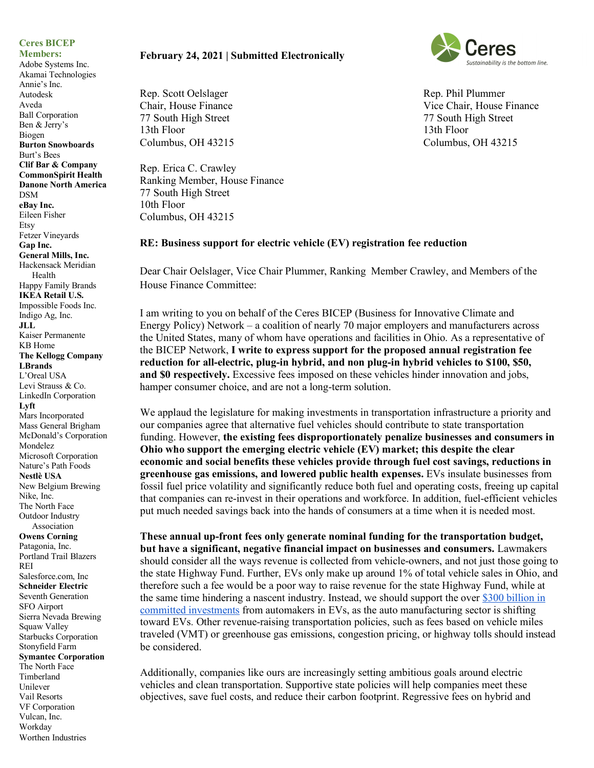**Ceres BICEP Members:**

Adobe Systems Inc.
Akamai Technologies
Annie's Inc.
Autodesk
Aveda
Ball Corporation
Ben & Jerry's
Biogen
**Burton Snowboards**
Burt's Bees
**Clif Bar & Company**
**CommonSpirit Health**
**Danone North America**
DSM
**eBay Inc.**
Eileen Fisher
Etsy
Fetzer Vineyards
**Gap Inc.**
**General Mills, Inc.**
Hackensack Meridian Health
Happy Family Brands
**IKEA Retail U.S.**
Impossible Foods Inc.
Indigo Ag, Inc.
**JLL**
Kaiser Permanente
KB Home
**The Kellogg Company**
**LBrands**
L'Oreal USA
Levi Strauss & Co.
LinkedIn Corporation
**Lyft**
Mars Incorporated
Mass General Brigham
McDonald's Corporation
Mondelez
Microsoft Corporation
Nature's Path Foods
**Nestlè USA**
New Belgium Brewing
Nike, Inc.
The North Face
Outdoor Industry Association
**Owens Corning**
Patagonia, Inc.
Portland Trail Blazers
REI
Salesforce.com, Inc
**Schneider Electric**
Seventh Generation
SFO Airport
Sierra Nevada Brewing
Squaw Valley
Starbucks Corporation
Stonyfield Farm
**Symantec Corporation**
The North Face
Timberland
Unilever
Vail Resorts
VF Corporation
Vulcan, Inc.
Workday
Worthen Industries

Ceres
*Sustainability is the bottom line.*

**February 24, 2021 | Submitted Electronically**

Rep. Scott Oelslager
Chair, House Finance
77 South High Street
13th Floor
Columbus, OH 43215

Rep. Phil Plummer
Vice Chair, House Finance
77 South High Street
13th Floor
Columbus, OH 43215

Rep. Erica C. Crawley
Ranking Member, House Finance
77 South High Street
10th Floor
Columbus, OH 43215

**RE: Business support for electric vehicle (EV) registration fee reduction**

Dear Chair Oelslager, Vice Chair Plummer, Ranking Member Crawley, and Members of the House Finance Committee:

I am writing to you on behalf of the Ceres BICEP (Business for Innovative Climate and Energy Policy) Network – a coalition of nearly 70 major employers and manufacturers across the United States, many of whom have operations and facilities in Ohio. As a representative of the BICEP Network, **I write to express support for the proposed annual registration fee reduction for all-electric, plug-in hybrid, and non plug-in hybrid vehicles to $100, $50, and $0 respectively.** Excessive fees imposed on these vehicles hinder innovation and jobs, hamper consumer choice, and are not a long-term solution.

We applaud the legislature for making investments in transportation infrastructure a priority and our companies agree that alternative fuel vehicles should contribute to state transportation funding. However, **the existing fees disproportionately penalize businesses and consumers in Ohio who support the emerging electric vehicle (EV) market; this despite the clear economic and social benefits these vehicles provide through fuel cost savings, reductions in greenhouse gas emissions, and lowered public health expenses.** EVs insulate businesses from fossil fuel price volatility and significantly reduce both fuel and operating costs, freeing up capital that companies can re-invest in their operations and workforce. In addition, fuel-efficient vehicles put much needed savings back into the hands of consumers at a time when it is needed most.

**These annual up-front fees only generate nominal funding for the transportation budget, but have a significant, negative financial impact on businesses and consumers.** Lawmakers should consider all the ways revenue is collected from vehicle-owners, and not just those going to the state Highway Fund. Further, EVs only make up around 1% of total vehicle sales in Ohio, and therefore such a fee would be a poor way to raise revenue for the state Highway Fund, while at the same time hindering a nascent industry. Instead, we should support the over [$300 billion in committed investments] from automakers in EVs, as the auto manufacturing sector is shifting toward EVs. Other revenue-raising transportation policies, such as fees based on vehicle miles traveled (VMT) or greenhouse gas emissions, congestion pricing, or highway tolls should instead be considered.

Additionally, companies like ours are increasingly setting ambitious goals around electric vehicles and clean transportation. Supportive state policies will help companies meet these objectives, save fuel costs, and reduce their carbon footprint. Regressive fees on hybrid and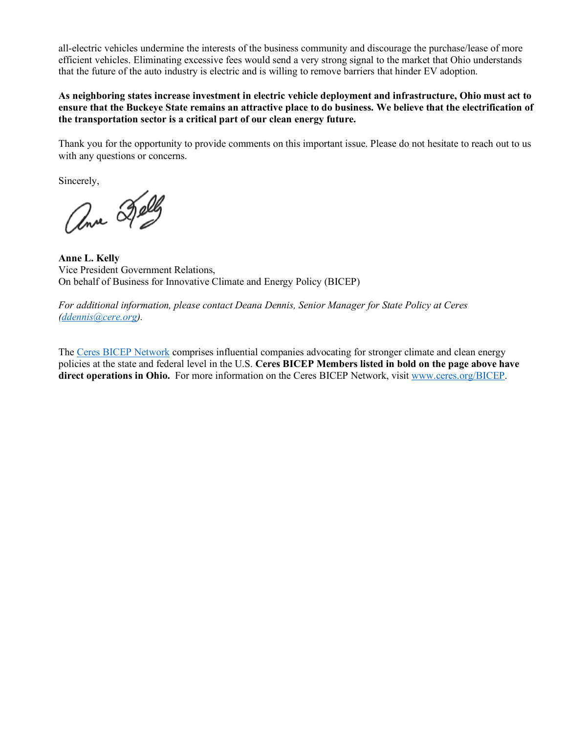all-electric vehicles undermine the interests of the business community and discourage the purchase/lease of more efficient vehicles. Eliminating excessive fees would send a very strong signal to the market that Ohio understands that the future of the auto industry is electric and is willing to remove barriers that hinder EV adoption.

**As neighboring states increase investment in electric vehicle deployment and infrastructure, Ohio must act to ensure that the Buckeye State remains an attractive place to do business. We believe that the electrification of the transportation sector is a critical part of our clean energy future.**

Thank you for the opportunity to provide comments on this important issue. Please do not hesitate to reach out to us with any questions or concerns.

Sincerely,

**Anne L. Kelly**
Vice President Government Relations,
On behalf of Business for Innovative Climate and Energy Policy (BICEP)

*For additional information, please contact Deana Dennis, Senior Manager for State Policy at Ceres (ddennis@cere.org).*

The Ceres BICEP Network comprises influential companies advocating for stronger climate and clean energy policies at the state and federal level in the U.S. **Ceres BICEP Members listed in bold on the page above have direct operations in Ohio.** For more information on the Ceres BICEP Network, visit www.ceres.org/BICEP.